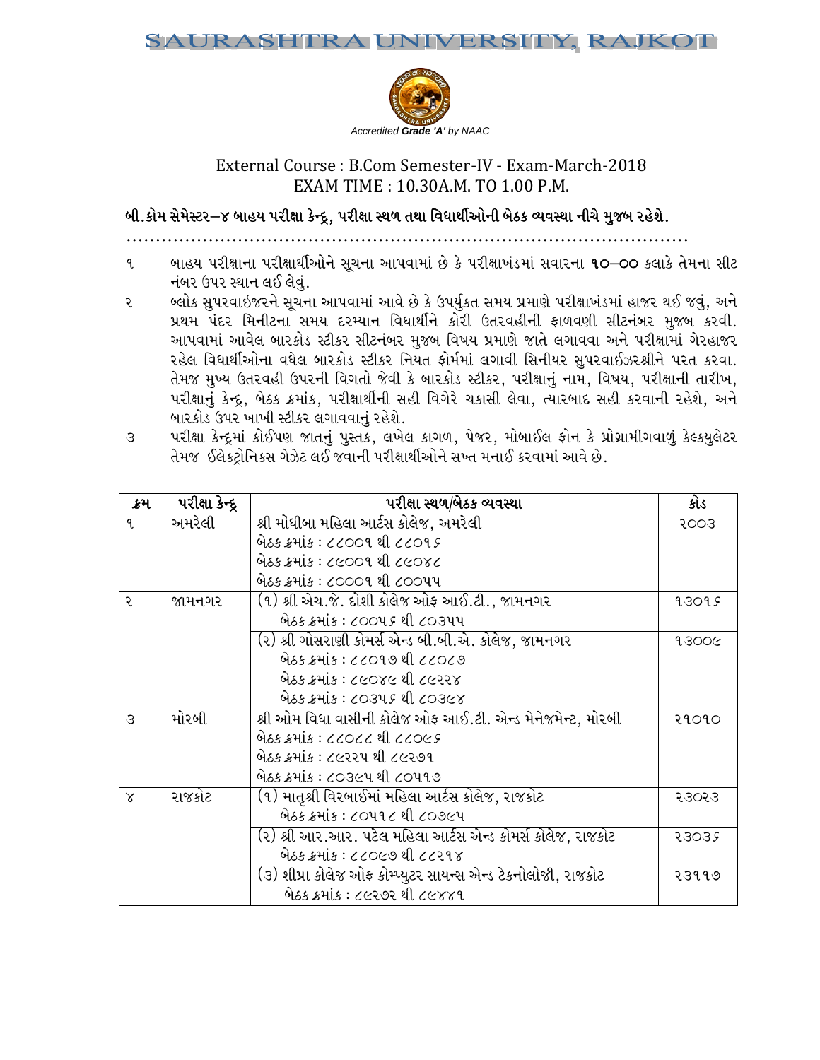# SAURASHTRA UNIVERSITY, RAJKOT

*Accredited **Grade 'A'** by NAAC*

External Course : B.Com Semester-IV - Exam-March-2018
EXAM TIME : 10.30A.M. TO 1.00 P.M.

**બી.કોમ સેમેસ્ટર–૪ બાહય પરીક્ષા કેન્દ્ર, પરીક્ષા સ્થળ તથા વિદ્યાર્થીઓની બેઠક વ્યવસ્થા નીચે મુજબ રહેશે.**

........................................................................................................

૧ બાહય પરીક્ષાના પરીક્ષાર્થીઓને સૂચના આપવામાં છે કે પરીક્ષાખંડમાં સવારના **૧૦–૦૦** કલાકે તેમના સીટ નંબર ઉપર સ્થાન લઈ લેવું.

૨ બ્લોક સુપરવાઈજરને સૂચના આપવામાં આવે છે કે ઉપર્યુકત સમય પ્રમાણે પરીક્ષાખંડમાં હાજર થઈ જવું, અને પ્રથમ પંદર મિનીટના સમય દરમ્યાન વિદ્યાર્થીને કોરી ઉતરવહીની ફાળવણી સીટનંબર મુજબ કરવી. આપવામાં આવેલ બારકોડ સ્ટીકર સીટનંબર મુજબ વિષય પ્રમાણે જાતે લગાવવા અને પરીક્ષામાં ગેરહાજર રહેલ વિદ્યાર્થીઓના વધેલ બારકોડ સ્ટીકર નિયત ફોર્મમાં લગાવી સિનીયર સુપરવાઈઝરશ્રીને પરત કરવા. તેમજ મુખ્ય ઉતરવહી ઉપરની વિગતો જેવી કે બારકોડ સ્ટીકર, પરીક્ષાનું નામ, વિષય, પરીક્ષાની તારીખ, પરીક્ષાનું કેન્દ્ર, બેઠક ક્રમાંક, પરીક્ષાર્થીની સહી વિગેરે ચકાસી લેવા, ત્યારબાદ સહી કરવાની રહેશે, અને બારકોડ ઉપર ખાખી સ્ટીકર લગાવવાનું રહેશે.

૩ પરીક્ષા કેન્દ્રમાં કોઈપણ જાતનું પુસ્તક, લખેલ કાગળ, પેજર, મોબાઈલ ફોન કે પ્રોગ્રામીંગવાળું કેલ્કયુલેટર તેમજ ઈલેકટ્રોનિકસ ગેઝેટ લઈ જવાની પરીક્ષાર્થીઓને સખ્ત મનાઈ કરવામાં આવે છે.

| ક્રમ | પરીક્ષા કેન્દ્ર | પરીક્ષા સ્થળ/બેઠક વ્યવસ્થા | કોડ |
|---|---|---|---|
| ૧ | અમરેલી | શ્રી મોંઘીબા મહિલા આર્ટસ કોલેજ, અમરેલી<br>બેઠક ક્રમાંક : ૮૮૦૦૧ થી ૮૮૦૧૬<br>બેઠક ક્રમાંક : ૮૯૦૦૧ થી ૮૯૦૪૮<br>બેઠક ક્રમાંક : ૮૦૦૦૧ થી ૮૦૦૫૫ | ૨૦૦૩ |
| ૨ | જામનગર | (૧) શ્રી એચ.જે. દોશી કોલેજ ઓફ આઈ.ટી., જામનગર<br>બેઠક ક્રમાંક : ૮૦૦૫૬ થી ૮૦૩૫૫ | ૧૩૦૧૬ |
| | | (૨) શ્રી ગોસરાણી કોમર્સ એન્ડ બી.બી.એ. કોલેજ, જામનગર<br>બેઠક ક્રમાંક : ૮૮૦૧૭ થી ૮૮૦૮૭<br>બેઠક ક્રમાંક : ૮૯૦૪૯ થી ૮૯૨૨૪<br>બેઠક ક્રમાંક : ૮૦૩૫૬ થી ૮૦૩૯૪ | ૧૩૦૦૯ |
| ૩ | મોરબી | શ્રી ઓમ વિધા વાસીની કોલેજ ઓફ આઈ.ટી. એન્ડ મેનેજમેન્ટ, મોરબી<br>બેઠક ક્રમાંક : ૮૮૦૮૮ થી ૮૮૦૯૬<br>બેઠક ક્રમાંક : ૮૯૨૨૫ થી ૮૯૨૭૧<br>બેઠક ક્રમાંક : ૮૦૩૯૫ થી ૮૦૫૧૭ | ૨૧૦૧૦ |
| ૪ | રાજકોટ | (૧) માતૃશ્રી વિરબાઈમાં મહિલા આર્ટસ કોલેજ, રાજકોટ<br>બેઠક ક્રમાંક : ૮૦૫૧૮ થી ૮૦૭૯૫ | ૨૩૦૨૩ |
| | | (૨) શ્રી આર.આર. પટેલ મહિલા આર્ટસ એન્ડ કોમર્સ કોલેજ, રાજકોટ<br>બેઠક ક્રમાંક : ૮૮૦૯૭ થી ૮૮૨૧૪ | ૨૩૦૩૬ |
| | | (૩) શીપ્રા કોલેજ ઓફ કોમ્પ્યુટર સાયન્સ એન્ડ ટેકનોલોજી, રાજકોટ<br>બેઠક ક્રમાંક : ૮૯૨૭૨ થી ૮૯૪૪૧ | ૨૩૧૧૭ |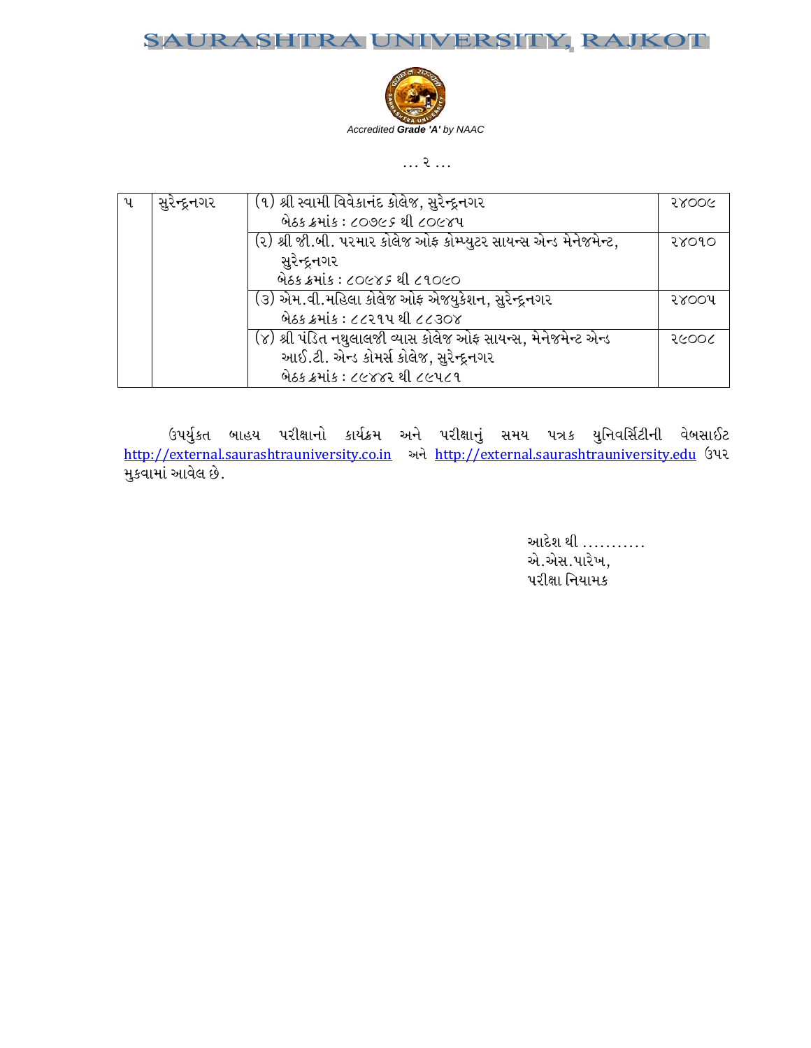# SAURASHTRA UNIVERSITY, RAJKOT

*Accredited **Grade 'A'** by NAAC*

... ૨ ...

| | | | |
|---|---|---|---|
| ૫ | સુરેન્દ્રનગર | (૧) શ્રી સ્વામી વિવેકાનંદ કોલેજ, સુરેન્દ્રનગર<br>બેઠક ક્રમાંક : ૮૦૭૯૬ થી ૮૦૯૪૫ | ૨૪૦૦૯ |
| | | (૨) શ્રી જી.બી. પરમાર કોલેજ ઓફ કોમ્પ્યુટર સાયન્સ એન્ડ મેનેજમેન્ટ, સુરેન્દ્રનગર<br>બેઠક ક્રમાંક : ૮૦૯૪૬ થી ૮૧૦૯૦ | ૨૪૦૧૦ |
| | | (૩) એમ.વી.મહિલા કોલેજ ઓફ એજ્યુકેશન, સુરેન્દ્રનગર<br>બેઠક ક્રમાંક : ૮૮૨૧૫ થી ૮૮૩૦૪ | ૨૪૦૦૫ |
| | | (૪) શ્રી પંડિત નથુલાલજી વ્યાસ કોલેજ ઓફ સાયન્સ, મેનેજમેન્ટ એન્ડ આઈ.ટી. એન્ડ કોમર્સ કોલેજ, સુરેન્દ્રનગર<br>બેઠક ક્રમાંક : ૮૯૪૪૨ થી ૮૯૫૮૧ | ૨૯૦૦૮ |

ઉપર્યુકત બાહય પરીક્ષાનો કાર્યક્રમ અને પરીક્ષાનું સમય પત્રક યુનિવર્સિટીની વેબસાઈટ http://external.saurashtrauniversity.co.in અને http://external.saurashtrauniversity.edu ઉપર મુકવામાં આવેલ છે.

આદેશ થી ...........
એ.એસ.પારેખ,
પરીક્ષા નિયામક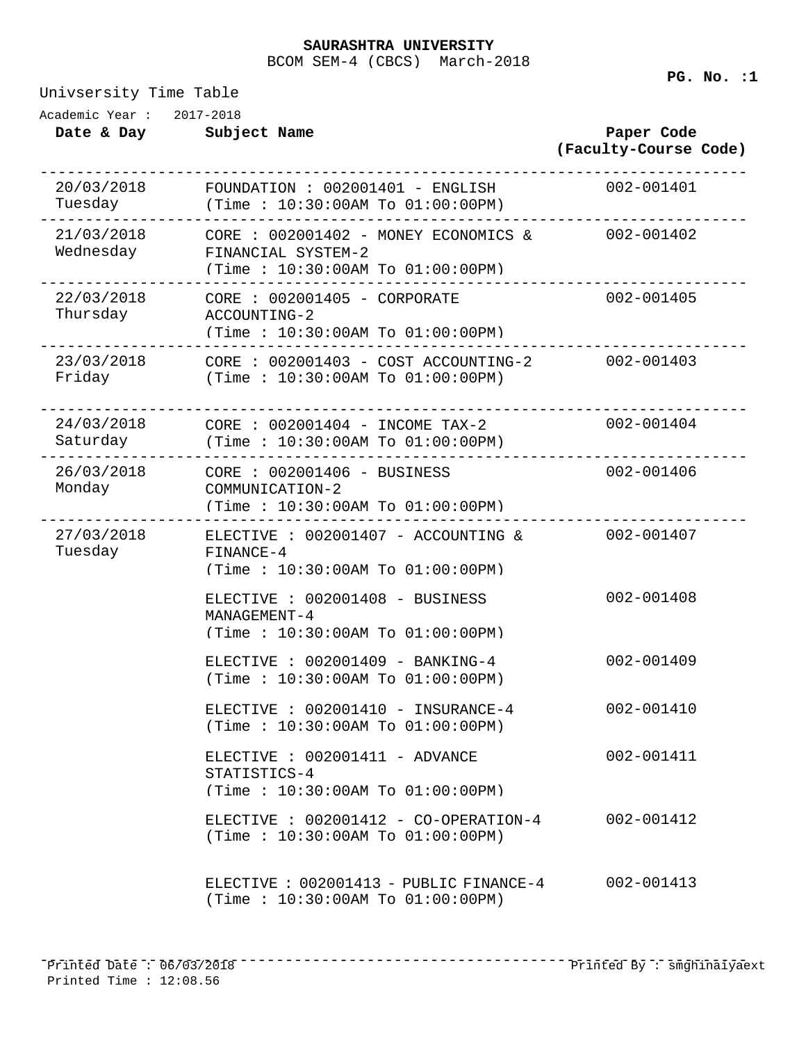**SAURASHTRA UNIVERSITY**

BCOM SEM-4 (CBCS) March-2018

**PG. No. :1**

Univsersity Time Table

Academic Year : 2017-2018

| Date & Day | Subject Name | Paper Code (Faculty-Course Code) |
|---|---|---|
| 20/03/2018 Tuesday | FOUNDATION : 002001401 - ENGLISH (Time : 10:30:00AM To 01:00:00PM) | 002-001401 |
| 21/03/2018 Wednesday | CORE : 002001402 - MONEY ECONOMICS & FINANCIAL SYSTEM-2 (Time : 10:30:00AM To 01:00:00PM) | 002-001402 |
| 22/03/2018 Thursday | CORE : 002001405 - CORPORATE ACCOUNTING-2 (Time : 10:30:00AM To 01:00:00PM) | 002-001405 |
| 23/03/2018 Friday | CORE : 002001403 - COST ACCOUNTING-2 (Time : 10:30:00AM To 01:00:00PM) | 002-001403 |
| 24/03/2018 Saturday | CORE : 002001404 - INCOME TAX-2 (Time : 10:30:00AM To 01:00:00PM) | 002-001404 |
| 26/03/2018 Monday | CORE : 002001406 - BUSINESS COMMUNICATION-2 (Time : 10:30:00AM To 01:00:00PM) | 002-001406 |
| 27/03/2018 Tuesday | ELECTIVE : 002001407 - ACCOUNTING & FINANCE-4 (Time : 10:30:00AM To 01:00:00PM) | 002-001407 |
| | ELECTIVE : 002001408 - BUSINESS MANAGEMENT-4 (Time : 10:30:00AM To 01:00:00PM) | 002-001408 |
| | ELECTIVE : 002001409 - BANKING-4 (Time : 10:30:00AM To 01:00:00PM) | 002-001409 |
| | ELECTIVE : 002001410 - INSURANCE-4 (Time : 10:30:00AM To 01:00:00PM) | 002-001410 |
| | ELECTIVE : 002001411 - ADVANCE STATISTICS-4 (Time : 10:30:00AM To 01:00:00PM) | 002-001411 |
| | ELECTIVE : 002001412 - CO-OPERATION-4 (Time : 10:30:00AM To 01:00:00PM) | 002-001412 |
| | ELECTIVE : 002001413 - PUBLIC FINANCE-4 (Time : 10:30:00AM To 01:00:00PM) | 002-001413 |

Printed Date : 06/03/2018 Printed By : smghinaiyaext

Printed Time : 12:08.56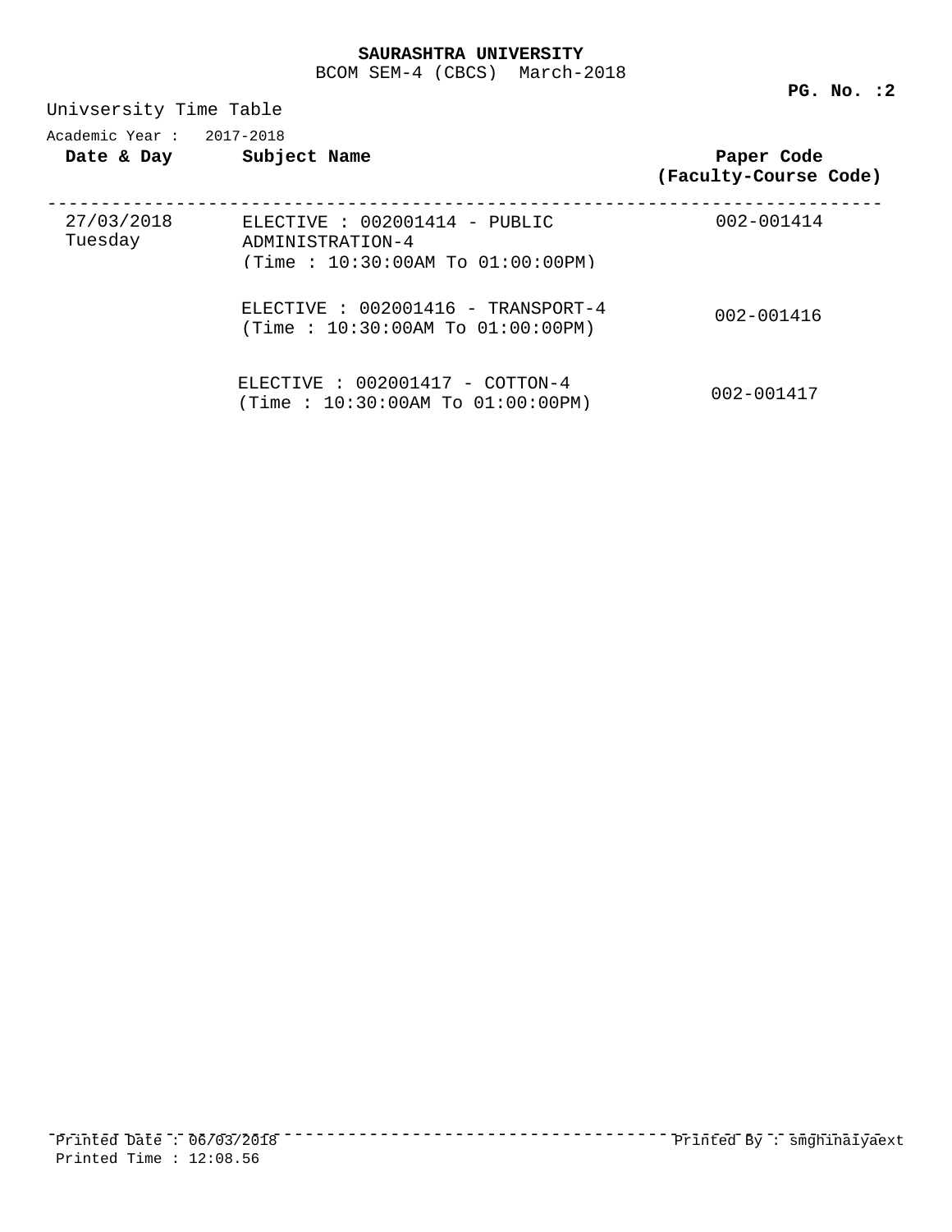**SAURASHTRA UNIVERSITY**

BCOM SEM-4 (CBCS) March-2018

**PG. No. :2**

Univsersity Time Table

Academic Year : 2017-2018

| Date & Day | Subject Name | Paper Code (Faculty-Course Code) |
|---|---|---|
| 27/03/2018 Tuesday | ELECTIVE : 002001414 - PUBLIC ADMINISTRATION-4 (Time : 10:30:00AM To 01:00:00PM) | 002-001414 |
| | ELECTIVE : 002001416 - TRANSPORT-4 (Time : 10:30:00AM To 01:00:00PM) | 002-001416 |
| | ELECTIVE : 002001417 - COTTON-4 (Time : 10:30:00AM To 01:00:00PM) | 002-001417 |

Printed Date : 06/03/2018 Printed By : smghinaiyaext

Printed Time : 12:08.56